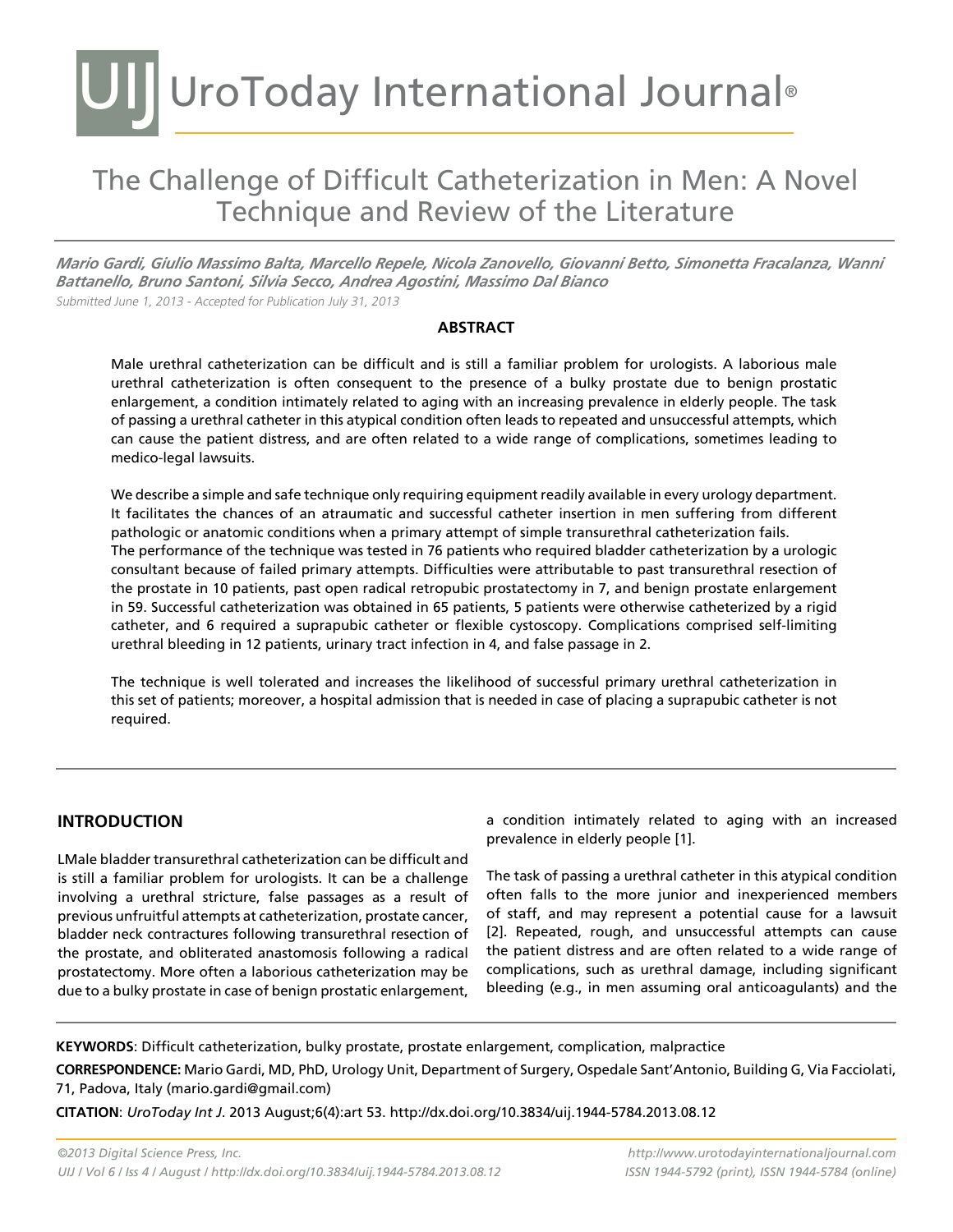# UroToday International Journal®

## The Challenge of Difficult Catheterization in Men: A Novel Technique and Review of the Literature

***Mario Gardi, Giulio Massimo Balta, Marcello Repele, Nicola Zanovello, Giovanni Betto, Simonetta Fracalanza, Wanni Battanello, Bruno Santoni, Silvia Secco, Andrea Agostini, Massimo Dal Bianco***

*Submitted June 1, 2013 - Accepted for Publication July 31, 2013*

### ABSTRACT

Male urethral catheterization can be difficult and is still a familiar problem for urologists. A laborious male urethral catheterization is often consequent to the presence of a bulky prostate due to benign prostatic enlargement, a condition intimately related to aging with an increasing prevalence in elderly people. The task of passing a urethral catheter in this atypical condition often leads to repeated and unsuccessful attempts, which can cause the patient distress, and are often related to a wide range of complications, sometimes leading to medico-legal lawsuits.

We describe a simple and safe technique only requiring equipment readily available in every urology department. It facilitates the chances of an atraumatic and successful catheter insertion in men suffering from different pathologic or anatomic conditions when a primary attempt of simple transurethral catheterization fails.
The performance of the technique was tested in 76 patients who required bladder catheterization by a urologic consultant because of failed primary attempts. Difficulties were attributable to past transurethral resection of the prostate in 10 patients, past open radical retropubic prostatectomy in 7, and benign prostate enlargement in 59. Successful catheterization was obtained in 65 patients, 5 patients were otherwise catheterized by a rigid catheter, and 6 required a suprapubic catheter or flexible cystoscopy. Complications comprised self-limiting urethral bleeding in 12 patients, urinary tract infection in 4, and false passage in 2.

The technique is well tolerated and increases the likelihood of successful primary urethral catheterization in this set of patients; moreover, a hospital admission that is needed in case of placing a suprapubic catheter is not required.

## INTRODUCTION

LMale bladder transurethral catheterization can be difficult and is still a familiar problem for urologists. It can be a challenge involving a urethral stricture, false passages as a result of previous unfruitful attempts at catheterization, prostate cancer, bladder neck contractures following transurethral resection of the prostate, and obliterated anastomosis following a radical prostatectomy. More often a laborious catheterization may be due to a bulky prostate in case of benign prostatic enlargement, a condition intimately related to aging with an increased prevalence in elderly people [1].

The task of passing a urethral catheter in this atypical condition often falls to the more junior and inexperienced members of staff, and may represent a potential cause for a lawsuit [2]. Repeated, rough, and unsuccessful attempts can cause the patient distress and are often related to a wide range of complications, such as urethral damage, including significant bleeding (e.g., in men assuming oral anticoagulants) and the

**KEYWORDS**: Difficult catheterization, bulky prostate, prostate enlargement, complication, malpractice

**CORRESPONDENCE:** Mario Gardi, MD, PhD, Urology Unit, Department of Surgery, Ospedale Sant'Antonio, Building G, Via Facciolati, 71, Padova, Italy (mario.gardi@gmail.com)

**CITATION**: *UroToday Int J*. 2013 August;6(4):art 53. http://dx.doi.org/10.3834/uij.1944-5784.2013.08.12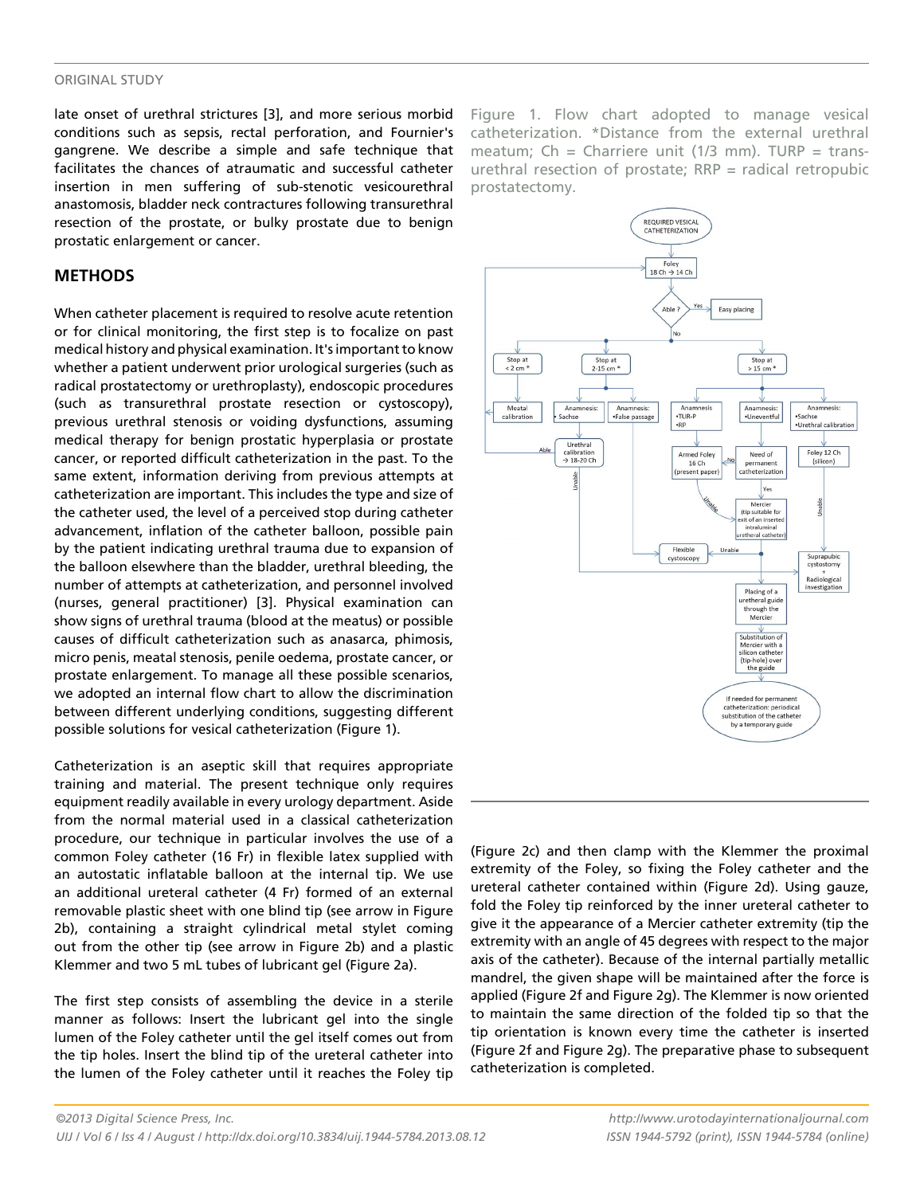late onset of urethral strictures [3], and more serious morbid conditions such as sepsis, rectal perforation, and Fournier's gangrene. We describe a simple and safe technique that facilitates the chances of atraumatic and successful catheter insertion in men suffering of sub-stenotic vesicourethral anastomosis, bladder neck contractures following transurethral resection of the prostate, or bulky prostate due to benign prostatic enlargement or cancer.

## METHODS

When catheter placement is required to resolve acute retention or for clinical monitoring, the first step is to focalize on past medical history and physical examination. It's important to know whether a patient underwent prior urological surgeries (such as radical prostatectomy or urethroplasty), endoscopic procedures (such as transurethral prostate resection or cystoscopy), previous urethral stenosis or voiding dysfunctions, assuming medical therapy for benign prostatic hyperplasia or prostate cancer, or reported difficult catheterization in the past. To the same extent, information deriving from previous attempts at catheterization are important. This includes the type and size of the catheter used, the level of a perceived stop during catheter advancement, inflation of the catheter balloon, possible pain by the patient indicating urethral trauma due to expansion of the balloon elsewhere than the bladder, urethral bleeding, the number of attempts at catheterization, and personnel involved (nurses, general practitioner) [3]. Physical examination can show signs of urethral trauma (blood at the meatus) or possible causes of difficult catheterization such as anasarca, phimosis, micro penis, meatal stenosis, penile oedema, prostate cancer, or prostate enlargement. To manage all these possible scenarios, we adopted an internal flow chart to allow the discrimination between different underlying conditions, suggesting different possible solutions for vesical catheterization (Figure 1).

Catheterization is an aseptic skill that requires appropriate training and material. The present technique only requires equipment readily available in every urology department. Aside from the normal material used in a classical catheterization procedure, our technique in particular involves the use of a common Foley catheter (16 Fr) in flexible latex supplied with an autostatic inflatable balloon at the internal tip. We use an additional ureteral catheter (4 Fr) formed of an external removable plastic sheet with one blind tip (see arrow in Figure 2b), containing a straight cylindrical metal stylet coming out from the other tip (see arrow in Figure 2b) and a plastic Klemmer and two 5 mL tubes of lubricant gel (Figure 2a).

The first step consists of assembling the device in a sterile manner as follows: Insert the lubricant gel into the single lumen of the Foley catheter until the gel itself comes out from the tip holes. Insert the blind tip of the ureteral catheter into the lumen of the Foley catheter until it reaches the Foley tip (Figure 2c) and then clamp with the Klemmer the proximal extremity of the Foley, so fixing the Foley catheter and the ureteral catheter contained within (Figure 2d). Using gauze, fold the Foley tip reinforced by the inner ureteral catheter to give it the appearance of a Mercier catheter extremity (tip the extremity with an angle of 45 degrees with respect to the major axis of the catheter). Because of the internal partially metallic mandrel, the given shape will be maintained after the force is applied (Figure 2f and Figure 2g). The Klemmer is now oriented to maintain the same direction of the folded tip so that the tip orientation is known every time the catheter is inserted (Figure 2f and Figure 2g). The preparative phase to subsequent catheterization is completed.

Figure 1. Flow chart adopted to manage vesical catheterization. *Distance from the external urethral meatum; Ch = Charriere unit (1/3 mm). TURP = transurethral resection of prostate; RRP = radical retropubic prostatectomy.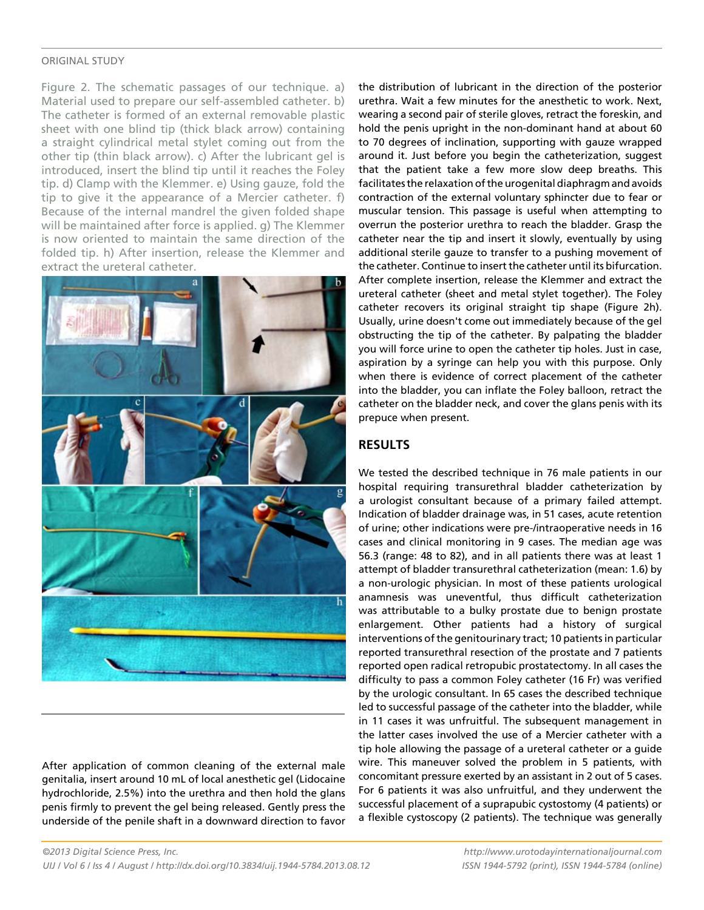Figure 2. The schematic passages of our technique. a) Material used to prepare our self-assembled catheter. b) The catheter is formed of an external removable plastic sheet with one blind tip (thick black arrow) containing a straight cylindrical metal stylet coming out from the other tip (thin black arrow). c) After the lubricant gel is introduced, insert the blind tip until it reaches the Foley tip. d) Clamp with the Klemmer. e) Using gauze, fold the tip to give it the appearance of a Mercier catheter. f) Because of the internal mandrel the given folded shape will be maintained after force is applied. g) The Klemmer is now oriented to maintain the same direction of the folded tip. h) After insertion, release the Klemmer and extract the ureteral catheter.

After application of common cleaning of the external male genitalia, insert around 10 mL of local anesthetic gel (Lidocaine hydrochloride, 2.5%) into the urethra and then hold the glans penis firmly to prevent the gel being released. Gently press the underside of the penile shaft in a downward direction to favor the distribution of lubricant in the direction of the posterior urethra. Wait a few minutes for the anesthetic to work. Next, wearing a second pair of sterile gloves, retract the foreskin, and hold the penis upright in the non-dominant hand at about 60 to 70 degrees of inclination, supporting with gauze wrapped around it. Just before you begin the catheterization, suggest that the patient take a few more slow deep breaths. This facilitates the relaxation of the urogenital diaphragm and avoids contraction of the external voluntary sphincter due to fear or muscular tension. This passage is useful when attempting to overrun the posterior urethra to reach the bladder. Grasp the catheter near the tip and insert it slowly, eventually by using additional sterile gauze to transfer to a pushing movement of the catheter. Continue to insert the catheter until its bifurcation. After complete insertion, release the Klemmer and extract the ureteral catheter (sheet and metal stylet together). The Foley catheter recovers its original straight tip shape (Figure 2h). Usually, urine doesn't come out immediately because of the gel obstructing the tip of the catheter. By palpating the bladder you will force urine to open the catheter tip holes. Just in case, aspiration by a syringe can help you with this purpose. Only when there is evidence of correct placement of the catheter into the bladder, you can inflate the Foley balloon, retract the catheter on the bladder neck, and cover the glans penis with its prepuce when present.

## RESULTS

We tested the described technique in 76 male patients in our hospital requiring transurethral bladder catheterization by a urologist consultant because of a primary failed attempt. Indication of bladder drainage was, in 51 cases, acute retention of urine; other indications were pre-/intraoperative needs in 16 cases and clinical monitoring in 9 cases. The median age was 56.3 (range: 48 to 82), and in all patients there was at least 1 attempt of bladder transurethral catheterization (mean: 1.6) by a non-urologic physician. In most of these patients urological anamnesis was uneventful, thus difficult catheterization was attributable to a bulky prostate due to benign prostate enlargement. Other patients had a history of surgical interventions of the genitourinary tract; 10 patients in particular reported transurethral resection of the prostate and 7 patients reported open radical retropubic prostatectomy. In all cases the difficulty to pass a common Foley catheter (16 Fr) was verified by the urologic consultant. In 65 cases the described technique led to successful passage of the catheter into the bladder, while in 11 cases it was unfruitful. The subsequent management in the latter cases involved the use of a Mercier catheter with a tip hole allowing the passage of a ureteral catheter or a guide wire. This maneuver solved the problem in 5 patients, with concomitant pressure exerted by an assistant in 2 out of 5 cases. For 6 patients it was also unfruitful, and they underwent the successful placement of a suprapubic cystostomy (4 patients) or a flexible cystoscopy (2 patients). The technique was generally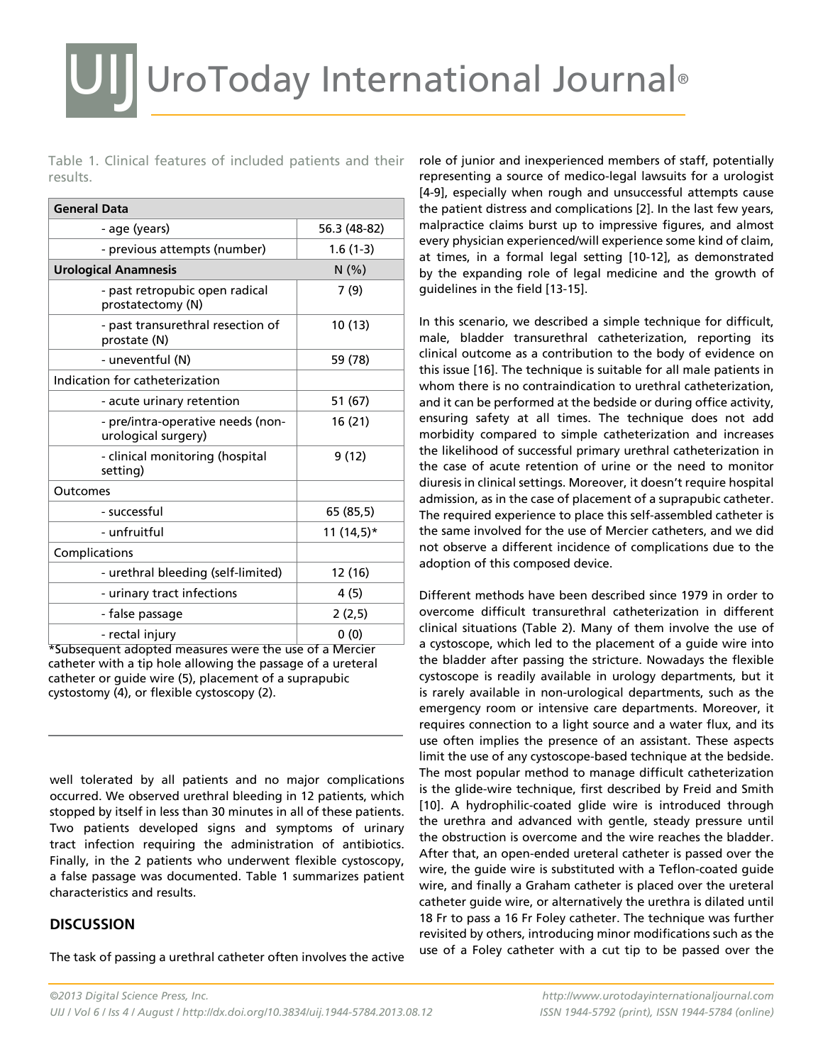Table 1. Clinical features of included patients and their results.

| General Data | |
|---|---|
| - age (years) | 56.3 (48-82) |
| - previous attempts (number) | 1.6 (1-3) |
| **Urological Anamnesis** | N (%) |
| - past retropubic open radical prostatectomy (N) | 7 (9) |
| - past transurethral resection of prostate (N) | 10 (13) |
| - uneventful (N) | 59 (78) |
| Indication for catheterization | |
| - acute urinary retention | 51 (67) |
| - pre/intra-operative needs (non-urological surgery) | 16 (21) |
| - clinical monitoring (hospital setting) | 9 (12) |
| Outcomes | |
| - successful | 65 (85,5) |
| - unfruitful | 11 (14,5)* |
| Complications | |
| - urethral bleeding (self-limited) | 12 (16) |
| - urinary tract infections | 4 (5) |
| - false passage | 2 (2,5) |
| - rectal injury | 0 (0) |

*Subsequent adopted measures were the use of a Mercier catheter with a tip hole allowing the passage of a ureteral catheter or guide wire (5), placement of a suprapubic cystostomy (4), or flexible cystoscopy (2).

well tolerated by all patients and no major complications occurred. We observed urethral bleeding in 12 patients, which stopped by itself in less than 30 minutes in all of these patients. Two patients developed signs and symptoms of urinary tract infection requiring the administration of antibiotics. Finally, in the 2 patients who underwent flexible cystoscopy, a false passage was documented. Table 1 summarizes patient characteristics and results.

## DISCUSSION

The task of passing a urethral catheter often involves the active role of junior and inexperienced members of staff, potentially representing a source of medico-legal lawsuits for a urologist [4-9], especially when rough and unsuccessful attempts cause the patient distress and complications [2]. In the last few years, malpractice claims burst up to impressive figures, and almost every physician experienced/will experience some kind of claim, at times, in a formal legal setting [10-12], as demonstrated by the expanding role of legal medicine and the growth of guidelines in the field [13-15].

In this scenario, we described a simple technique for difficult, male, bladder transurethral catheterization, reporting its clinical outcome as a contribution to the body of evidence on this issue [16]. The technique is suitable for all male patients in whom there is no contraindication to urethral catheterization, and it can be performed at the bedside or during office activity, ensuring safety at all times. The technique does not add morbidity compared to simple catheterization and increases the likelihood of successful primary urethral catheterization in the case of acute retention of urine or the need to monitor diuresis in clinical settings. Moreover, it doesn't require hospital admission, as in the case of placement of a suprapubic catheter. The required experience to place this self-assembled catheter is the same involved for the use of Mercier catheters, and we did not observe a different incidence of complications due to the adoption of this composed device.

Different methods have been described since 1979 in order to overcome difficult transurethral catheterization in different clinical situations (Table 2). Many of them involve the use of a cystoscope, which led to the placement of a guide wire into the bladder after passing the stricture. Nowadays the flexible cystoscope is readily available in urology departments, but it is rarely available in non-urological departments, such as the emergency room or intensive care departments. Moreover, it requires connection to a light source and a water flux, and its use often implies the presence of an assistant. These aspects limit the use of any cystoscope-based technique at the bedside. The most popular method to manage difficult catheterization is the glide-wire technique, first described by Freid and Smith [10]. A hydrophilic-coated glide wire is introduced through the urethra and advanced with gentle, steady pressure until the obstruction is overcome and the wire reaches the bladder. After that, an open-ended ureteral catheter is passed over the wire, the guide wire is substituted with a Teflon-coated guide wire, and finally a Graham catheter is placed over the ureteral catheter guide wire, or alternatively the urethra is dilated until 18 Fr to pass a 16 Fr Foley catheter. The technique was further revisited by others, introducing minor modifications such as the use of a Foley catheter with a cut tip to be passed over the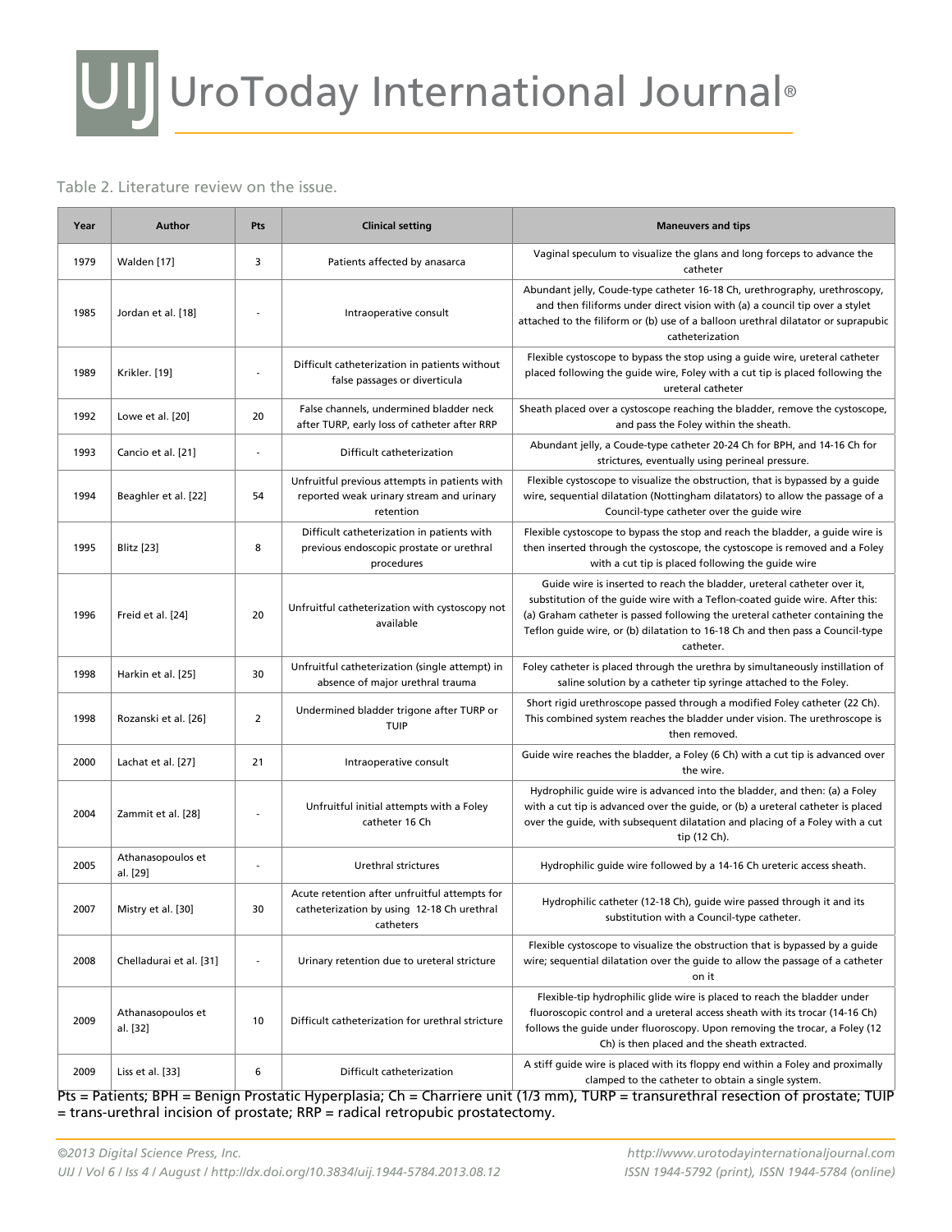Table 2. Literature review on the issue.

| Year | Author | Pts | Clinical setting | Maneuvers and tips |
|---|---|---|---|---|
| 1979 | Walden [17] | 3 | Patients affected by anasarca | Vaginal speculum to visualize the glans and long forceps to advance the catheter |
| 1985 | Jordan et al. [18] | - | Intraoperative consult | Abundant jelly, Coude-type catheter 16-18 Ch, urethrography, urethroscopy, and then filiforms under direct vision with (a) a council tip over a stylet attached to the filiform or (b) use of a balloon urethral dilatator or suprapubic catheterization |
| 1989 | Krikler. [19] | - | Difficult catheterization in patients without false passages or diverticula | Flexible cystoscope to bypass the stop using a guide wire, ureteral catheter placed following the guide wire, Foley with a cut tip is placed following the ureteral catheter |
| 1992 | Lowe et al. [20] | 20 | False channels, undermined bladder neck after TURP, early loss of catheter after RRP | Sheath placed over a cystoscope reaching the bladder, remove the cystoscope, and pass the Foley within the sheath. |
| 1993 | Cancio et al. [21] | - | Difficult catheterization | Abundant jelly, a Coude-type catheter 20-24 Ch for BPH, and 14-16 Ch for strictures, eventually using perineal pressure. |
| 1994 | Beaghler et al. [22] | 54 | Unfruitful previous attempts in patients with reported weak urinary stream and urinary retention | Flexible cystoscope to visualize the obstruction, that is bypassed by a guide wire, sequential dilatation (Nottingham dilatators) to allow the passage of a Council-type catheter over the guide wire |
| 1995 | Blitz [23] | 8 | Difficult catheterization in patients with previous endoscopic prostate or urethral procedures | Flexible cystoscope to bypass the stop and reach the bladder, a guide wire is then inserted through the cystoscope, the cystoscope is removed and a Foley with a cut tip is placed following the guide wire |
| 1996 | Freid et al. [24] | 20 | Unfruitful catheterization with cystoscopy not available | Guide wire is inserted to reach the bladder, ureteral catheter over it, substitution of the guide wire with a Teflon-coated guide wire. After this: (a) Graham catheter is passed following the ureteral catheter containing the Teflon guide wire, or (b) dilatation to 16-18 Ch and then pass a Council-type catheter. |
| 1998 | Harkin et al. [25] | 30 | Unfruitful catheterization (single attempt) in absence of major urethral trauma | Foley catheter is placed through the urethra by simultaneously instillation of saline solution by a catheter tip syringe attached to the Foley. |
| 1998 | Rozanski et al. [26] | 2 | Undermined bladder trigone after TURP or TUIP | Short rigid urethroscope passed through a modified Foley catheter (22 Ch). This combined system reaches the bladder under vision. The urethroscope is then removed. |
| 2000 | Lachat et al. [27] | 21 | Intraoperative consult | Guide wire reaches the bladder, a Foley (6 Ch) with a cut tip is advanced over the wire. |
| 2004 | Zammit et al. [28] | - | Unfruitful initial attempts with a Foley catheter 16 Ch | Hydrophilic guide wire is advanced into the bladder, and then: (a) a Foley with a cut tip is advanced over the guide, or (b) a ureteral catheter is placed over the guide, with subsequent dilatation and placing of a Foley with a cut tip (12 Ch). |
| 2005 | Athanasopoulos et al. [29] | - | Urethral strictures | Hydrophilic guide wire followed by a 14-16 Ch ureteric access sheath. |
| 2007 | Mistry et al. [30] | 30 | Acute retention after unfruitful attempts for catheterization by using 12-18 Ch urethral catheters | Hydrophilic catheter (12-18 Ch), guide wire passed through it and its substitution with a Council-type catheter. |
| 2008 | Chelladurai et al. [31] | - | Urinary retention due to ureteral stricture | Flexible cystoscope to visualize the obstruction that is bypassed by a guide wire; sequential dilatation over the guide to allow the passage of a catheter on it |
| 2009 | Athanasopoulos et al. [32] | 10 | Difficult catheterization for urethral stricture | Flexible-tip hydrophilic glide wire is placed to reach the bladder under fluoroscopic control and a ureteral access sheath with its trocar (14-16 Ch) follows the guide under fluoroscopy. Upon removing the trocar, a Foley (12 Ch) is then placed and the sheath extracted. |
| 2009 | Liss et al. [33] | 6 | Difficult catheterization | A stiff guide wire is placed with its floppy end within a Foley and proximally clamped to the catheter to obtain a single system. |

Pts = Patients; BPH = Benign Prostatic Hyperplasia; Ch = Charriere unit (1/3 mm), TURP = transurethral resection of prostate; TUIP = trans-urethral incision of prostate; RRP = radical retropubic prostatectomy.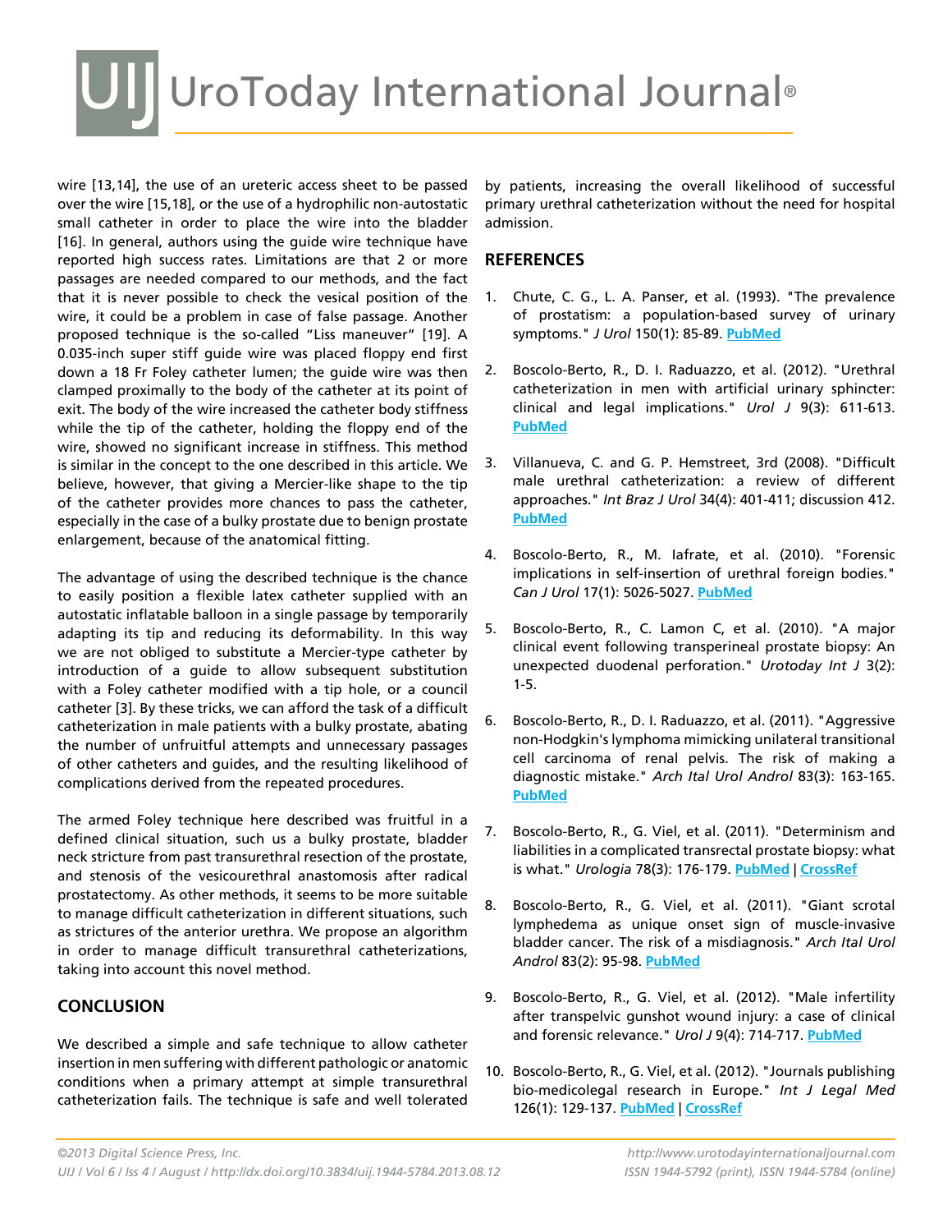wire [13,14], the use of an ureteric access sheet to be passed over the wire [15,18], or the use of a hydrophilic non-autostatic small catheter in order to place the wire into the bladder [16]. In general, authors using the guide wire technique have reported high success rates. Limitations are that 2 or more passages are needed compared to our methods, and the fact that it is never possible to check the vesical position of the wire, it could be a problem in case of false passage. Another proposed technique is the so-called "Liss maneuver" [19]. A 0.035-inch super stiff guide wire was placed floppy end first down a 18 Fr Foley catheter lumen; the guide wire was then clamped proximally to the body of the catheter at its point of exit. The body of the wire increased the catheter body stiffness while the tip of the catheter, holding the floppy end of the wire, showed no significant increase in stiffness. This method is similar in the concept to the one described in this article. We believe, however, that giving a Mercier-like shape to the tip of the catheter provides more chances to pass the catheter, especially in the case of a bulky prostate due to benign prostate enlargement, because of the anatomical fitting.

The advantage of using the described technique is the chance to easily position a flexible latex catheter supplied with an autostatic inflatable balloon in a single passage by temporarily adapting its tip and reducing its deformability. In this way we are not obliged to substitute a Mercier-type catheter by introduction of a guide to allow subsequent substitution with a Foley catheter modified with a tip hole, or a council catheter [3]. By these tricks, we can afford the task of a difficult catheterization in male patients with a bulky prostate, abating the number of unfruitful attempts and unnecessary passages of other catheters and guides, and the resulting likelihood of complications derived from the repeated procedures.

The armed Foley technique here described was fruitful in a defined clinical situation, such us a bulky prostate, bladder neck stricture from past transurethral resection of the prostate, and stenosis of the vesicourethral anastomosis after radical prostatectomy. As other methods, it seems to be more suitable to manage difficult catheterization in different situations, such as strictures of the anterior urethra. We propose an algorithm in order to manage difficult transurethral catheterizations, taking into account this novel method.

## CONCLUSION

We described a simple and safe technique to allow catheter insertion in men suffering with different pathologic or anatomic conditions when a primary attempt at simple transurethral catheterization fails. The technique is safe and well tolerated by patients, increasing the overall likelihood of successful primary urethral catheterization without the need for hospital admission.

## REFERENCES

1. Chute, C. G., L. A. Panser, et al. (1993). "The prevalence of prostatism: a population-based survey of urinary symptoms." *J Urol* 150(1): 85-89. PubMed

2. Boscolo-Berto, R., D. I. Raduazzo, et al. (2012). "Urethral catheterization in men with artificial urinary sphincter: clinical and legal implications." *Urol J* 9(3): 611-613. PubMed

3. Villanueva, C. and G. P. Hemstreet, 3rd (2008). "Difficult male urethral catheterization: a review of different approaches." *Int Braz J Urol* 34(4): 401-411; discussion 412. PubMed

4. Boscolo-Berto, R., M. Iafrate, et al. (2010). "Forensic implications in self-insertion of urethral foreign bodies." *Can J Urol* 17(1): 5026-5027. PubMed

5. Boscolo-Berto, R., C. Lamon C, et al. (2010). "A major clinical event following transperineal prostate biopsy: An unexpected duodenal perforation." *Urotoday Int J* 3(2): 1-5.

6. Boscolo-Berto, R., D. I. Raduazzo, et al. (2011). "Aggressive non-Hodgkin's lymphoma mimicking unilateral transitional cell carcinoma of renal pelvis. The risk of making a diagnostic mistake." *Arch Ital Urol Androl* 83(3): 163-165. PubMed

7. Boscolo-Berto, R., G. Viel, et al. (2011). "Determinism and liabilities in a complicated transrectal prostate biopsy: what is what." *Urologia* 78(3): 176-179. PubMed | CrossRef

8. Boscolo-Berto, R., G. Viel, et al. (2011). "Giant scrotal lymphedema as unique onset sign of muscle-invasive bladder cancer. The risk of a misdiagnosis." *Arch Ital Urol Androl* 83(2): 95-98. PubMed

9. Boscolo-Berto, R., G. Viel, et al. (2012). "Male infertility after transpelvic gunshot wound injury: a case of clinical and forensic relevance." *Urol J* 9(4): 714-717. PubMed

10. Boscolo-Berto, R., G. Viel, et al. (2012). "Journals publishing bio-medicolegal research in Europe." *Int J Legal Med* 126(1): 129-137. PubMed | CrossRef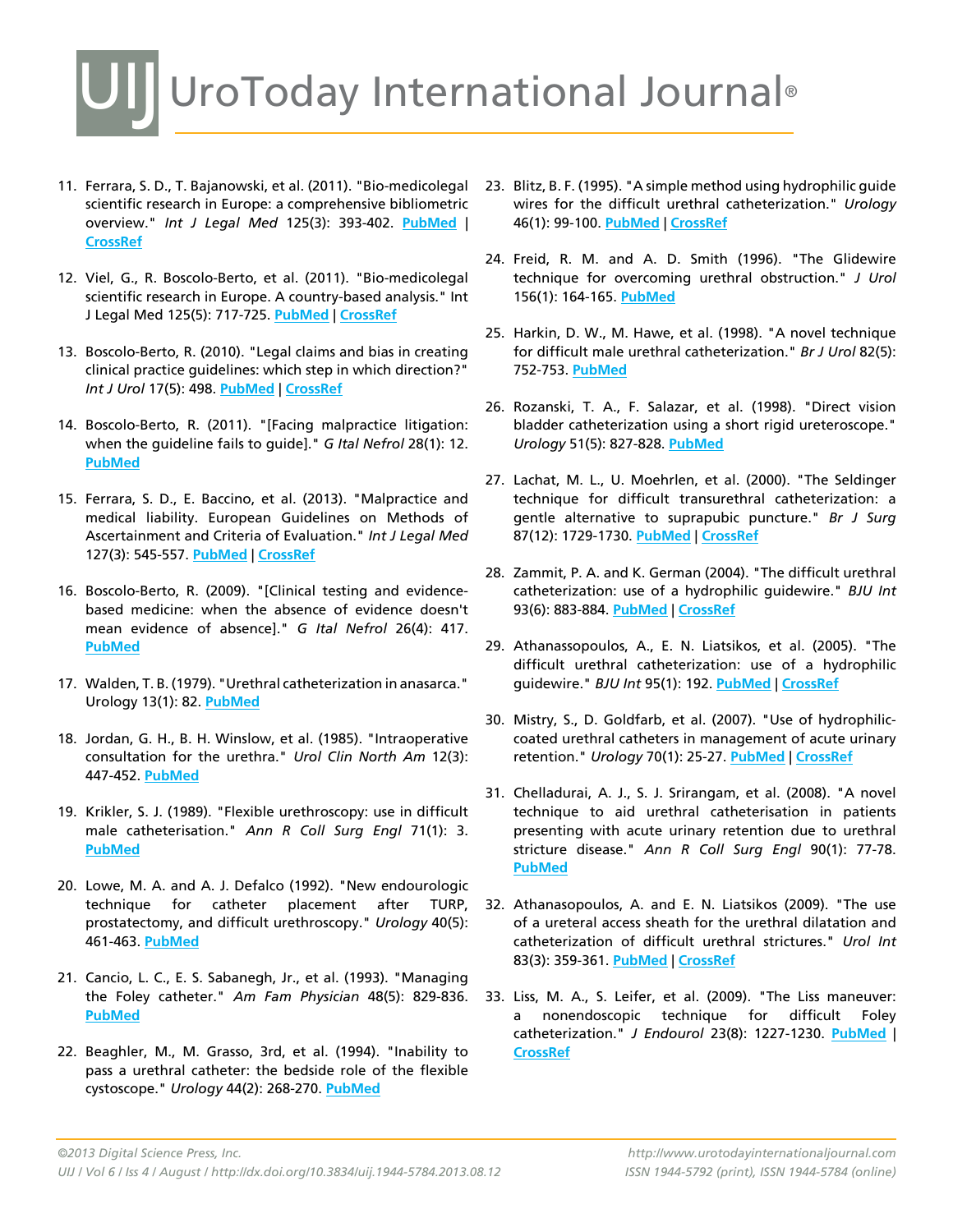11. Ferrara, S. D., T. Bajanowski, et al. (2011). "Bio-medicolegal scientific research in Europe: a comprehensive bibliometric overview." *Int J Legal Med* 125(3): 393-402. PubMed | CrossRef

12. Viel, G., R. Boscolo-Berto, et al. (2011). "Bio-medicolegal scientific research in Europe. A country-based analysis." Int J Legal Med 125(5): 717-725. PubMed | CrossRef

13. Boscolo-Berto, R. (2010). "Legal claims and bias in creating clinical practice guidelines: which step in which direction?" *Int J Urol* 17(5): 498. PubMed | CrossRef

14. Boscolo-Berto, R. (2011). "[Facing malpractice litigation: when the guideline fails to guide]." *G Ital Nefrol* 28(1): 12. PubMed

15. Ferrara, S. D., E. Baccino, et al. (2013). "Malpractice and medical liability. European Guidelines on Methods of Ascertainment and Criteria of Evaluation." *Int J Legal Med* 127(3): 545-557. PubMed | CrossRef

16. Boscolo-Berto, R. (2009). "[Clinical testing and evidence-based medicine: when the absence of evidence doesn't mean evidence of absence]." *G Ital Nefrol* 26(4): 417. PubMed

17. Walden, T. B. (1979). "Urethral catheterization in anasarca." Urology 13(1): 82. PubMed

18. Jordan, G. H., B. H. Winslow, et al. (1985). "Intraoperative consultation for the urethra." *Urol Clin North Am* 12(3): 447-452. PubMed

19. Krikler, S. J. (1989). "Flexible urethroscopy: use in difficult male catheterisation." *Ann R Coll Surg Engl* 71(1): 3. PubMed

20. Lowe, M. A. and A. J. Defalco (1992). "New endourologic technique for catheter placement after TURP, prostatectomy, and difficult urethroscopy." *Urology* 40(5): 461-463. PubMed

21. Cancio, L. C., E. S. Sabanegh, Jr., et al. (1993). "Managing the Foley catheter." *Am Fam Physician* 48(5): 829-836. PubMed

22. Beaghler, M., M. Grasso, 3rd, et al. (1994). "Inability to pass a urethral catheter: the bedside role of the flexible cystoscope." *Urology* 44(2): 268-270. PubMed

23. Blitz, B. F. (1995). "A simple method using hydrophilic guide wires for the difficult urethral catheterization." *Urology* 46(1): 99-100. PubMed | CrossRef

24. Freid, R. M. and A. D. Smith (1996). "The Glidewire technique for overcoming urethral obstruction." *J Urol* 156(1): 164-165. PubMed

25. Harkin, D. W., M. Hawe, et al. (1998). "A novel technique for difficult male urethral catheterization." *Br J Urol* 82(5): 752-753. PubMed

26. Rozanski, T. A., F. Salazar, et al. (1998). "Direct vision bladder catheterization using a short rigid ureteroscope." *Urology* 51(5): 827-828. PubMed

27. Lachat, M. L., U. Moehrlen, et al. (2000). "The Seldinger technique for difficult transurethral catheterization: a gentle alternative to suprapubic puncture." *Br J Surg* 87(12): 1729-1730. PubMed | CrossRef

28. Zammit, P. A. and K. German (2004). "The difficult urethral catheterization: use of a hydrophilic guidewire." *BJU Int* 93(6): 883-884. PubMed | CrossRef

29. Athanassopoulos, A., E. N. Liatsikos, et al. (2005). "The difficult urethral catheterization: use of a hydrophilic guidewire." *BJU Int* 95(1): 192. PubMed | CrossRef

30. Mistry, S., D. Goldfarb, et al. (2007). "Use of hydrophilic-coated urethral catheters in management of acute urinary retention." *Urology* 70(1): 25-27. PubMed | CrossRef

31. Chelladurai, A. J., S. J. Srirangam, et al. (2008). "A novel technique to aid urethral catheterisation in patients presenting with acute urinary retention due to urethral stricture disease." *Ann R Coll Surg Engl* 90(1): 77-78. PubMed

32. Athanasopoulos, A. and E. N. Liatsikos (2009). "The use of a ureteral access sheath for the urethral dilatation and catheterization of difficult urethral strictures." *Urol Int* 83(3): 359-361. PubMed | CrossRef

33. Liss, M. A., S. Leifer, et al. (2009). "The Liss maneuver: a nonendoscopic technique for difficult Foley catheterization." *J Endourol* 23(8): 1227-1230. PubMed | CrossRef